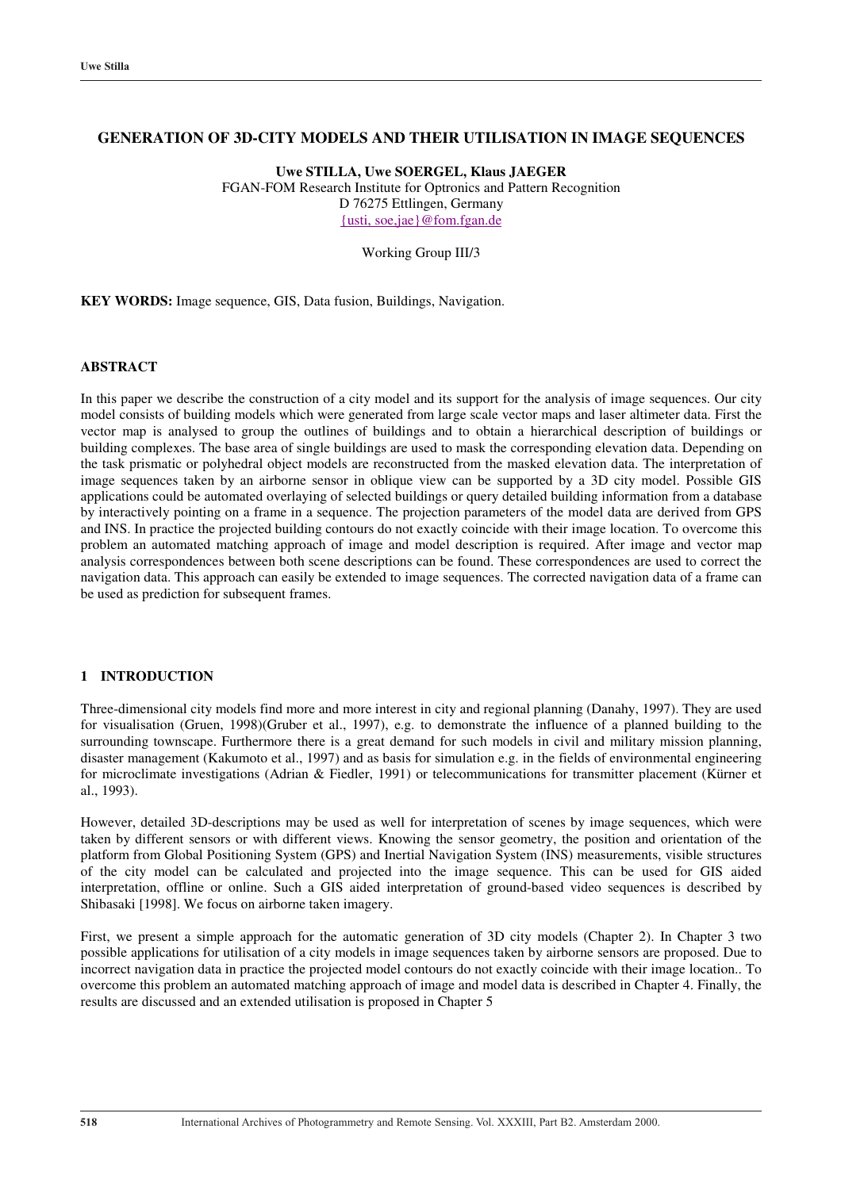# GENERATION OF 3D-CITY MODELS AND THEIR UTILISATION IN IMAGE SEQUENCES

**Uwe STILLA, Uwe SOERGEL, Klaus JAEGER**
FGAN-FOM Research Institute for Optronics and Pattern Recognition
D 76275 Ettlingen, Germany
{usti, soe,jae}@fom.fgan.de

Working Group III/3

**KEY WORDS:** Image sequence, GIS, Data fusion, Buildings, Navigation.

## ABSTRACT

In this paper we describe the construction of a city model and its support for the analysis of image sequences. Our city model consists of building models which were generated from large scale vector maps and laser altimeter data. First the vector map is analysed to group the outlines of buildings and to obtain a hierarchical description of buildings or building complexes. The base area of single buildings are used to mask the corresponding elevation data. Depending on the task prismatic or polyhedral object models are reconstructed from the masked elevation data. The interpretation of image sequences taken by an airborne sensor in oblique view can be supported by a 3D city model. Possible GIS applications could be automated overlaying of selected buildings or query detailed building information from a database by interactively pointing on a frame in a sequence. The projection parameters of the model data are derived from GPS and INS. In practice the projected building contours do not exactly coincide with their image location. To overcome this problem an automated matching approach of image and model description is required. After image and vector map analysis correspondences between both scene descriptions can be found. These correspondences are used to correct the navigation data. This approach can easily be extended to image sequences. The corrected navigation data of a frame can be used as prediction for subsequent frames.

## 1 INTRODUCTION

Three-dimensional city models find more and more interest in city and regional planning (Danahy, 1997). They are used for visualisation (Gruen, 1998)(Gruber et al., 1997), e.g. to demonstrate the influence of a planned building to the surrounding townscape. Furthermore there is a great demand for such models in civil and military mission planning, disaster management (Kakumoto et al., 1997) and as basis for simulation e.g. in the fields of environmental engineering for microclimate investigations (Adrian & Fiedler, 1991) or telecommunications for transmitter placement (Kürner et al., 1993).

However, detailed 3D-descriptions may be used as well for interpretation of scenes by image sequences, which were taken by different sensors or with different views. Knowing the sensor geometry, the position and orientation of the platform from Global Positioning System (GPS) and Inertial Navigation System (INS) measurements, visible structures of the city model can be calculated and projected into the image sequence. This can be used for GIS aided interpretation, offline or online. Such a GIS aided interpretation of ground-based video sequences is described by Shibasaki [1998]. We focus on airborne taken imagery.

First, we present a simple approach for the automatic generation of 3D city models (Chapter 2). In Chapter 3 two possible applications for utilisation of a city models in image sequences taken by airborne sensors are proposed. Due to incorrect navigation data in practice the projected model contours do not exactly coincide with their image location.. To overcome this problem an automated matching approach of image and model data is described in Chapter 4. Finally, the results are discussed and an extended utilisation is proposed in Chapter 5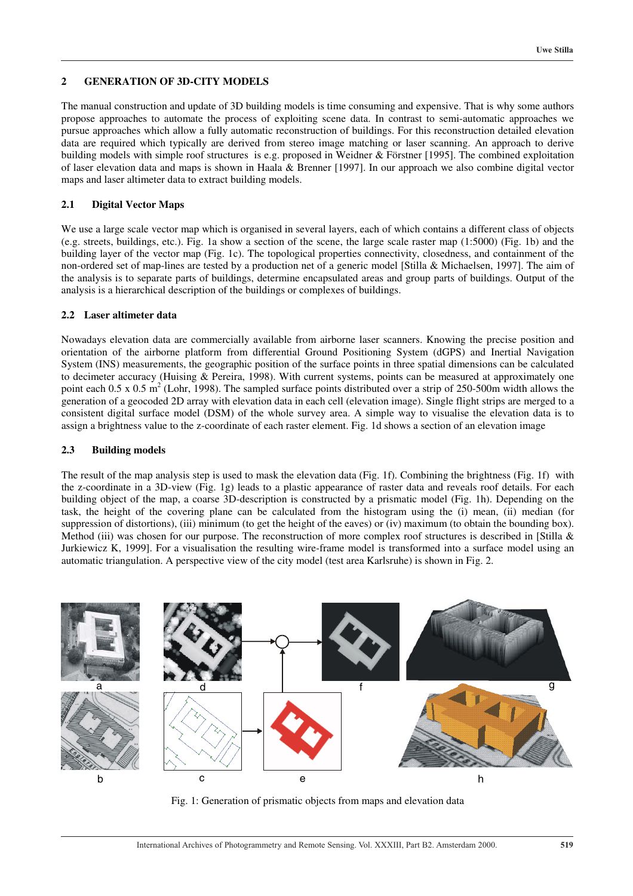## 2 GENERATION OF 3D-CITY MODELS

The manual construction and update of 3D building models is time consuming and expensive. That is why some authors propose approaches to automate the process of exploiting scene data. In contrast to semi-automatic approaches we pursue approaches which allow a fully automatic reconstruction of buildings. For this reconstruction detailed elevation data are required which typically are derived from stereo image matching or laser scanning. An approach to derive building models with simple roof structures is e.g. proposed in Weidner & Förstner [1995]. The combined exploitation of laser elevation data and maps is shown in Haala & Brenner [1997]. In our approach we also combine digital vector maps and laser altimeter data to extract building models.

### 2.1 Digital Vector Maps

We use a large scale vector map which is organised in several layers, each of which contains a different class of objects (e.g. streets, buildings, etc.). Fig. 1a show a section of the scene, the large scale raster map (1:5000) (Fig. 1b) and the building layer of the vector map (Fig. 1c). The topological properties connectivity, closedness, and containment of the non-ordered set of map-lines are tested by a production net of a generic model [Stilla & Michaelsen, 1997]. The aim of the analysis is to separate parts of buildings, determine encapsulated areas and group parts of buildings. Output of the analysis is a hierarchical description of the buildings or complexes of buildings.

### 2.2 Laser altimeter data

Nowadays elevation data are commercially available from airborne laser scanners. Knowing the precise position and orientation of the airborne platform from differential Ground Positioning System (dGPS) and Inertial Navigation System (INS) measurements, the geographic position of the surface points in three spatial dimensions can be calculated to decimeter accuracy (Huising & Pereira, 1998). With current systems, points can be measured at approximately one point each 0.5 x 0.5 $m^2$ (Lohr, 1998). The sampled surface points distributed over a strip of 250-500m width allows the generation of a geocoded 2D array with elevation data in each cell (elevation image). Single flight strips are merged to a consistent digital surface model (DSM) of the whole survey area. A simple way to visualise the elevation data is to assign a brightness value to the z-coordinate of each raster element. Fig. 1d shows a section of an elevation image

### 2.3 Building models

The result of the map analysis step is used to mask the elevation data (Fig. 1f). Combining the brightness (Fig. 1f) with the z-coordinate in a 3D-view (Fig. 1g) leads to a plastic appearance of raster data and reveals roof details. For each building object of the map, a coarse 3D-description is constructed by a prismatic model (Fig. 1h). Depending on the task, the height of the covering plane can be calculated from the histogram using the (i) mean, (ii) median (for suppression of distortions), (iii) minimum (to get the height of the eaves) or (iv) maximum (to obtain the bounding box). Method (iii) was chosen for our purpose. The reconstruction of more complex roof structures is described in [Stilla & Jurkiewicz K, 1999]. For a visualisation the resulting wire-frame model is transformed into a surface model using an automatic triangulation. A perspective view of the city model (test area Karlsruhe) is shown in Fig. 2.

a b c d e f g h

Fig. 1: Generation of prismatic objects from maps and elevation data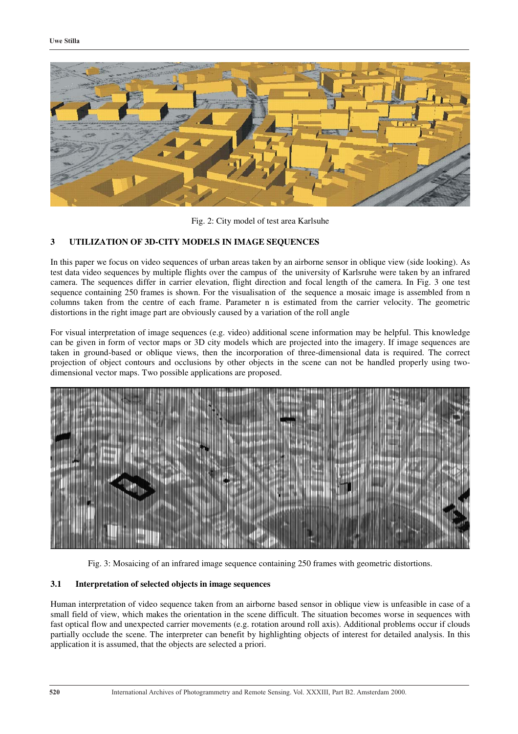Fig. 2: City model of test area Karlsuhe

## 3 UTILIZATION OF 3D-CITY MODELS IN IMAGE SEQUENCES

In this paper we focus on video sequences of urban areas taken by an airborne sensor in oblique view (side looking). As test data video sequences by multiple flights over the campus of the university of Karlsruhe were taken by an infrared camera. The sequences differ in carrier elevation, flight direction and focal length of the camera. In Fig. 3 one test sequence containing 250 frames is shown. For the visualisation of the sequence a mosaic image is assembled from n columns taken from the centre of each frame. Parameter n is estimated from the carrier velocity. The geometric distortions in the right image part are obviously caused by a variation of the roll angle

For visual interpretation of image sequences (e.g. video) additional scene information may be helpful. This knowledge can be given in form of vector maps or 3D city models which are projected into the imagery. If image sequences are taken in ground-based or oblique views, then the incorporation of three-dimensional data is required. The correct projection of object contours and occlusions by other objects in the scene can not be handled properly using two-dimensional vector maps. Two possible applications are proposed.

Fig. 3: Mosaicing of an infrared image sequence containing 250 frames with geometric distortions.

### 3.1 Interpretation of selected objects in image sequences

Human interpretation of video sequence taken from an airborne based sensor in oblique view is unfeasible in case of a small field of view, which makes the orientation in the scene difficult. The situation becomes worse in sequences with fast optical flow and unexpected carrier movements (e.g. rotation around roll axis). Additional problems occur if clouds partially occlude the scene. The interpreter can benefit by highlighting objects of interest for detailed analysis. In this application it is assumed, that the objects are selected a priori.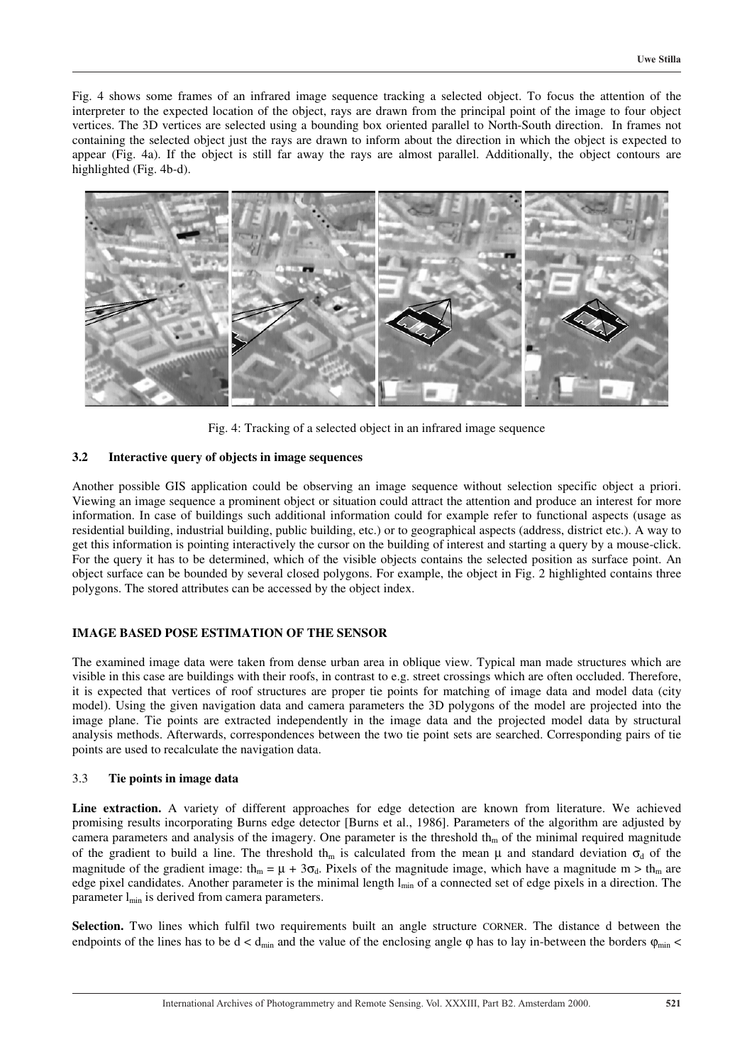Fig. 4 shows some frames of an infrared image sequence tracking a selected object. To focus the attention of the interpreter to the expected location of the object, rays are drawn from the principal point of the image to four object vertices. The 3D vertices are selected using a bounding box oriented parallel to North-South direction. In frames not containing the selected object just the rays are drawn to inform about the direction in which the object is expected to appear (Fig. 4a). If the object is still far away the rays are almost parallel. Additionally, the object contours are highlighted (Fig. 4b-d).

Fig. 4: Tracking of a selected object in an infrared image sequence

### 3.2 Interactive query of objects in image sequences

Another possible GIS application could be observing an image sequence without selection specific object a priori. Viewing an image sequence a prominent object or situation could attract the attention and produce an interest for more information. In case of buildings such additional information could for example refer to functional aspects (usage as residential building, industrial building, public building, etc.) or to geographical aspects (address, district etc.). A way to get this information is pointing interactively the cursor on the building of interest and starting a query by a mouse-click. For the query it has to be determined, which of the visible objects contains the selected position as surface point. An object surface can be bounded by several closed polygons. For example, the object in Fig. 2 highlighted contains three polygons. The stored attributes can be accessed by the object index.

## IMAGE BASED POSE ESTIMATION OF THE SENSOR

The examined image data were taken from dense urban area in oblique view. Typical man made structures which are visible in this case are buildings with their roofs, in contrast to e.g. street crossings which are often occluded. Therefore, it is expected that vertices of roof structures are proper tie points for matching of image data and model data (city model). Using the given navigation data and camera parameters the 3D polygons of the model are projected into the image plane. Tie points are extracted independently in the image data and the projected model data by structural analysis methods. Afterwards, correspondences between the two tie point sets are searched. Corresponding pairs of tie points are used to recalculate the navigation data.

### 3.3 Tie points in image data

**Line extraction.** A variety of different approaches for edge detection are known from literature. We achieved promising results incorporating Burns edge detector [Burns et al., 1986]. Parameters of the algorithm are adjusted by camera parameters and analysis of the imagery. One parameter is the threshold $th_m$ of the minimal required magnitude of the gradient to build a line. The threshold $th_m$ is calculated from the mean $\mu$ and standard deviation $\sigma_d$ of the magnitude of the gradient image: $th_m = \mu + 3\sigma_d$. Pixels of the magnitude image, which have a magnitude $m > th_m$ are edge pixel candidates. Another parameter is the minimal length $l_{min}$ of a connected set of edge pixels in a direction. The parameter $l_{min}$ is derived from camera parameters.

**Selection.** Two lines which fulfil two requirements built an angle structure CORNER. The distance d between the endpoints of the lines has to be $d < d_{min}$ and the value of the enclosing angle $\varphi$ has to lay in-between the borders $\varphi_{min} <$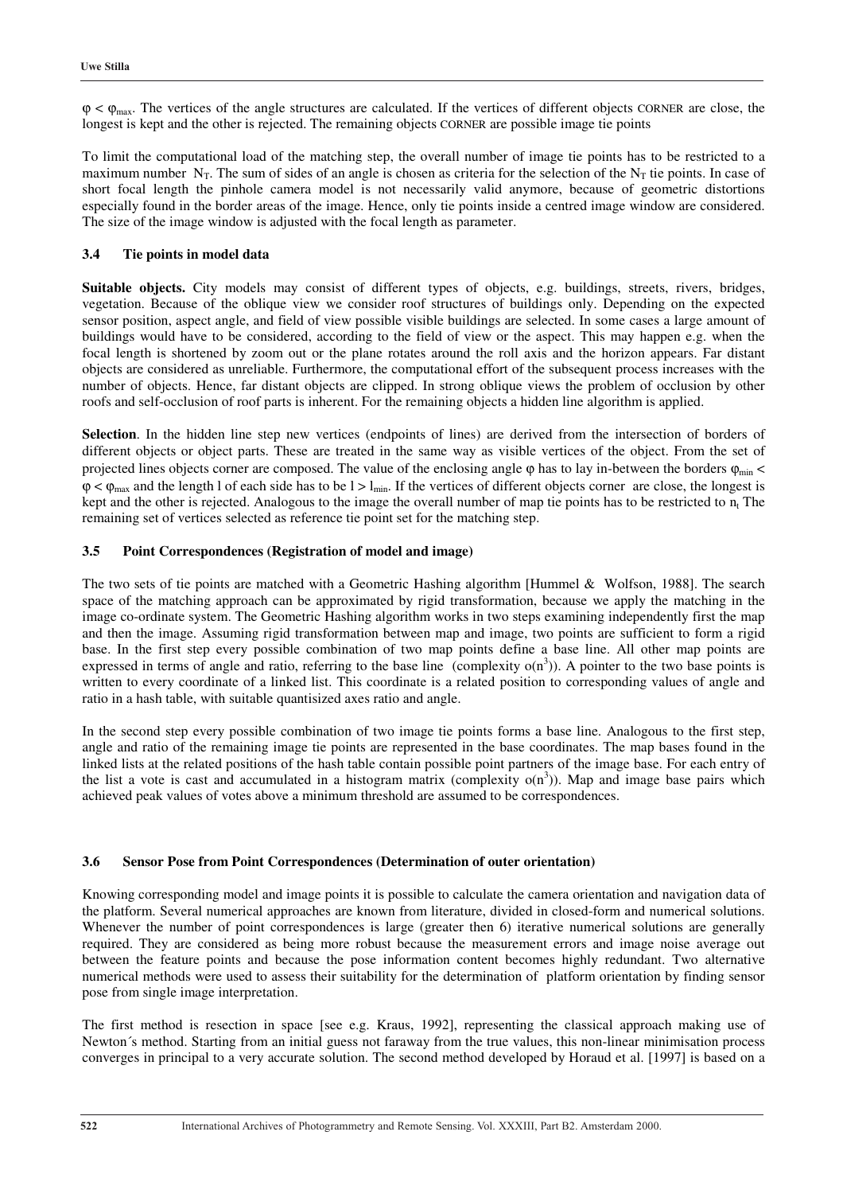$\varphi < \varphi_{max}$. The vertices of the angle structures are calculated. If the vertices of different objects CORNER are close, the longest is kept and the other is rejected. The remaining objects CORNER are possible image tie points

To limit the computational load of the matching step, the overall number of image tie points has to be restricted to a maximum number $N_T$. The sum of sides of an angle is chosen as criteria for the selection of the $N_T$ tie points. In case of short focal length the pinhole camera model is not necessarily valid anymore, because of geometric distortions especially found in the border areas of the image. Hence, only tie points inside a centred image window are considered. The size of the image window is adjusted with the focal length as parameter.

### 3.4 Tie points in model data

**Suitable objects.** City models may consist of different types of objects, e.g. buildings, streets, rivers, bridges, vegetation. Because of the oblique view we consider roof structures of buildings only. Depending on the expected sensor position, aspect angle, and field of view possible visible buildings are selected. In some cases a large amount of buildings would have to be considered, according to the field of view or the aspect. This may happen e.g. when the focal length is shortened by zoom out or the plane rotates around the roll axis and the horizon appears. Far distant objects are considered as unreliable. Furthermore, the computational effort of the subsequent process increases with the number of objects. Hence, far distant objects are clipped. In strong oblique views the problem of occlusion by other roofs and self-occlusion of roof parts is inherent. For the remaining objects a hidden line algorithm is applied.

**Selection**. In the hidden line step new vertices (endpoints of lines) are derived from the intersection of borders of different objects or object parts. These are treated in the same way as visible vertices of the object. From the set of projected lines objects corner are composed. The value of the enclosing angle $\varphi$ has to lay in-between the borders $\varphi_{min} < \varphi < \varphi_{max}$ and the length l of each side has to be $l > l_{min}$. If the vertices of different objects corner are close, the longest is kept and the other is rejected. Analogous to the image the overall number of map tie points has to be restricted to $n_t$ The remaining set of vertices selected as reference tie point set for the matching step.

### 3.5 Point Correspondences (Registration of model and image)

The two sets of tie points are matched with a Geometric Hashing algorithm [Hummel & Wolfson, 1988]. The search space of the matching approach can be approximated by rigid transformation, because we apply the matching in the image co-ordinate system. The Geometric Hashing algorithm works in two steps examining independently first the map and then the image. Assuming rigid transformation between map and image, two points are sufficient to form a rigid base. In the first step every possible combination of two map points define a base line. All other map points are expressed in terms of angle and ratio, referring to the base line (complexity $o(n^3)$). A pointer to the two base points is written to every coordinate of a linked list. This coordinate is a related position to corresponding values of angle and ratio in a hash table, with suitable quantisized axes ratio and angle.

In the second step every possible combination of two image tie points forms a base line. Analogous to the first step, angle and ratio of the remaining image tie points are represented in the base coordinates. The map bases found in the linked lists at the related positions of the hash table contain possible point partners of the image base. For each entry of the list a vote is cast and accumulated in a histogram matrix (complexity $o(n^3)$). Map and image base pairs which achieved peak values of votes above a minimum threshold are assumed to be correspondences.

### 3.6 Sensor Pose from Point Correspondences (Determination of outer orientation)

Knowing corresponding model and image points it is possible to calculate the camera orientation and navigation data of the platform. Several numerical approaches are known from literature, divided in closed-form and numerical solutions. Whenever the number of point correspondences is large (greater then 6) iterative numerical solutions are generally required. They are considered as being more robust because the measurement errors and image noise average out between the feature points and because the pose information content becomes highly redundant. Two alternative numerical methods were used to assess their suitability for the determination of platform orientation by finding sensor pose from single image interpretation.

The first method is resection in space [see e.g. Kraus, 1992], representing the classical approach making use of Newton´s method. Starting from an initial guess not faraway from the true values, this non-linear minimisation process converges in principal to a very accurate solution. The second method developed by Horaud et al. [1997] is based on a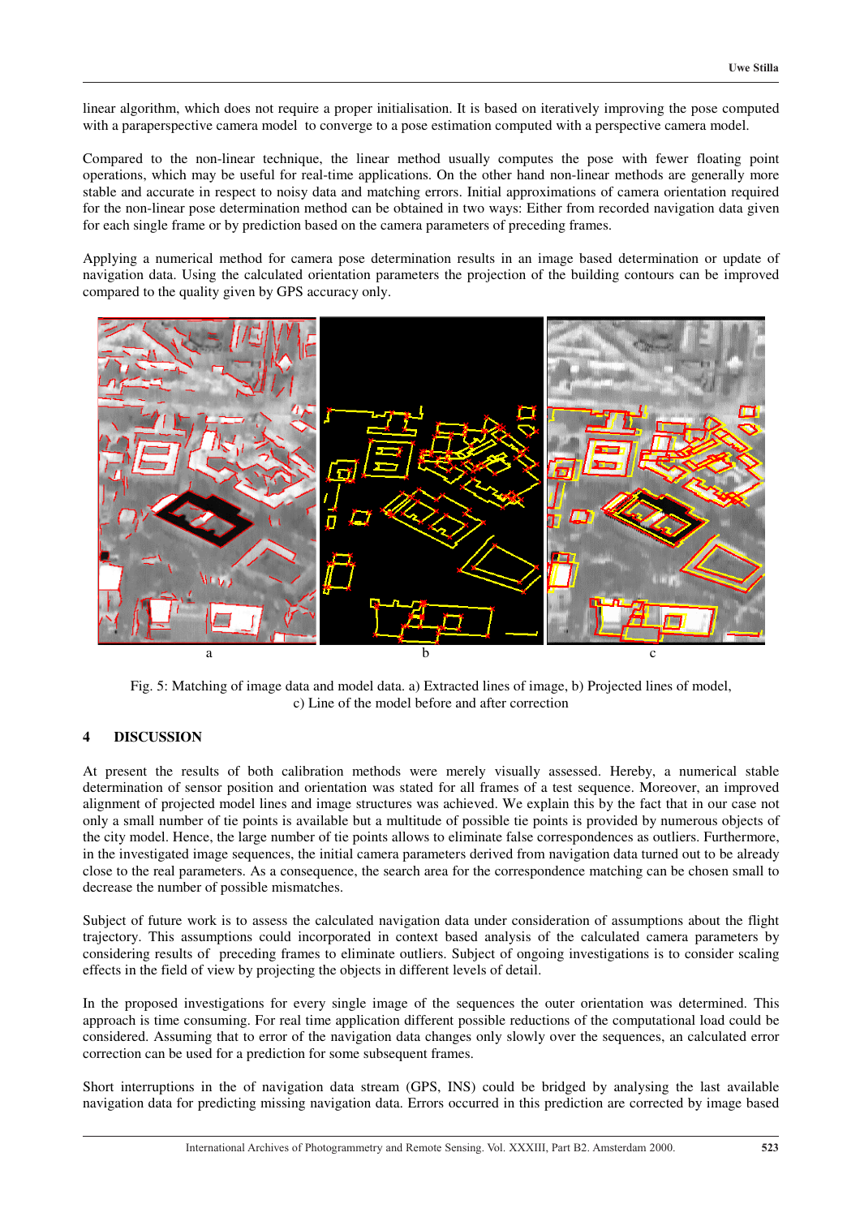linear algorithm, which does not require a proper initialisation. It is based on iteratively improving the pose computed with a paraperspective camera model to converge to a pose estimation computed with a perspective camera model.

Compared to the non-linear technique, the linear method usually computes the pose with fewer floating point operations, which may be useful for real-time applications. On the other hand non-linear methods are generally more stable and accurate in respect to noisy data and matching errors. Initial approximations of camera orientation required for the non-linear pose determination method can be obtained in two ways: Either from recorded navigation data given for each single frame or by prediction based on the camera parameters of preceding frames.

Applying a numerical method for camera pose determination results in an image based determination or update of navigation data. Using the calculated orientation parameters the projection of the building contours can be improved compared to the quality given by GPS accuracy only.

a

b

c

Fig. 5: Matching of image data and model data. a) Extracted lines of image, b) Projected lines of model, c) Line of the model before and after correction

## 4 DISCUSSION

At present the results of both calibration methods were merely visually assessed. Hereby, a numerical stable determination of sensor position and orientation was stated for all frames of a test sequence. Moreover, an improved alignment of projected model lines and image structures was achieved. We explain this by the fact that in our case not only a small number of tie points is available but a multitude of possible tie points is provided by numerous objects of the city model. Hence, the large number of tie points allows to eliminate false correspondences as outliers. Furthermore, in the investigated image sequences, the initial camera parameters derived from navigation data turned out to be already close to the real parameters. As a consequence, the search area for the correspondence matching can be chosen small to decrease the number of possible mismatches.

Subject of future work is to assess the calculated navigation data under consideration of assumptions about the flight trajectory. This assumptions could incorporated in context based analysis of the calculated camera parameters by considering results of preceding frames to eliminate outliers. Subject of ongoing investigations is to consider scaling effects in the field of view by projecting the objects in different levels of detail.

In the proposed investigations for every single image of the sequences the outer orientation was determined. This approach is time consuming. For real time application different possible reductions of the computational load could be considered. Assuming that to error of the navigation data changes only slowly over the sequences, an calculated error correction can be used for a prediction for some subsequent frames.

Short interruptions in the of navigation data stream (GPS, INS) could be bridged by analysing the last available navigation data for predicting missing navigation data. Errors occurred in this prediction are corrected by image based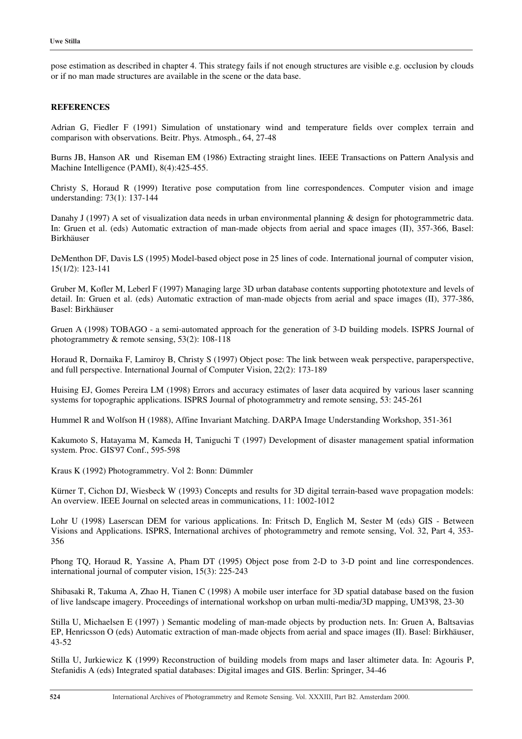pose estimation as described in chapter 4. This strategy fails if not enough structures are visible e.g. occlusion by clouds or if no man made structures are available in the scene or the data base.

## REFERENCES

Adrian G, Fiedler F (1991) Simulation of unstationary wind and temperature fields over complex terrain and comparison with observations. Beitr. Phys. Atmosph., 64, 27-48

Burns JB, Hanson AR und Riseman EM (1986) Extracting straight lines. IEEE Transactions on Pattern Analysis and Machine Intelligence (PAMI), 8(4):425-455.

Christy S, Horaud R (1999) Iterative pose computation from line correspondences. Computer vision and image understanding: 73(1): 137-144

Danahy J (1997) A set of visualization data needs in urban environmental planning & design for photogrammetric data. In: Gruen et al. (eds) Automatic extraction of man-made objects from aerial and space images (II), 357-366, Basel: Birkhäuser

DeMenthon DF, Davis LS (1995) Model-based object pose in 25 lines of code. International journal of computer vision, 15(1/2): 123-141

Gruber M, Kofler M, Leberl F (1997) Managing large 3D urban database contents supporting phototexture and levels of detail. In: Gruen et al. (eds) Automatic extraction of man-made objects from aerial and space images (II), 377-386, Basel: Birkhäuser

Gruen A (1998) TOBAGO - a semi-automated approach for the generation of 3-D building models. ISPRS Journal of photogrammetry & remote sensing, 53(2): 108-118

Horaud R, Dornaika F, Lamiroy B, Christy S (1997) Object pose: The link between weak perspective, paraperspective, and full perspective. International Journal of Computer Vision, 22(2): 173-189

Huising EJ, Gomes Pereira LM (1998) Errors and accuracy estimates of laser data acquired by various laser scanning systems for topographic applications. ISPRS Journal of photogrammetry and remote sensing, 53: 245-261

Hummel R and Wolfson H (1988), Affine Invariant Matching. DARPA Image Understanding Workshop, 351-361

Kakumoto S, Hatayama M, Kameda H, Taniguchi T (1997) Development of disaster management spatial information system. Proc. GIS'97 Conf., 595-598

Kraus K (1992) Photogrammetry. Vol 2: Bonn: Dümmler

Kürner T, Cichon DJ, Wiesbeck W (1993) Concepts and results for 3D digital terrain-based wave propagation models: An overview. IEEE Journal on selected areas in communications, 11: 1002-1012

Lohr U (1998) Laserscan DEM for various applications. In: Fritsch D, Englich M, Sester M (eds) GIS - Between Visions and Applications. ISPRS, International archives of photogrammetry and remote sensing, Vol. 32, Part 4, 353-356

Phong TQ, Horaud R, Yassine A, Pham DT (1995) Object pose from 2-D to 3-D point and line correspondences. international journal of computer vision, 15(3): 225-243

Shibasaki R, Takuma A, Zhao H, Tianen C (1998) A mobile user interface for 3D spatial database based on the fusion of live landscape imagery. Proceedings of international workshop on urban multi-media/3D mapping, UM3'98, 23-30

Stilla U, Michaelsen E (1997) ) Semantic modeling of man-made objects by production nets. In: Gruen A, Baltsavias EP, Henricsson O (eds) Automatic extraction of man-made objects from aerial and space images (II). Basel: Birkhäuser, 43-52

Stilla U, Jurkiewicz K (1999) Reconstruction of building models from maps and laser altimeter data. In: Agouris P, Stefanidis A (eds) Integrated spatial databases: Digital images and GIS. Berlin: Springer, 34-46